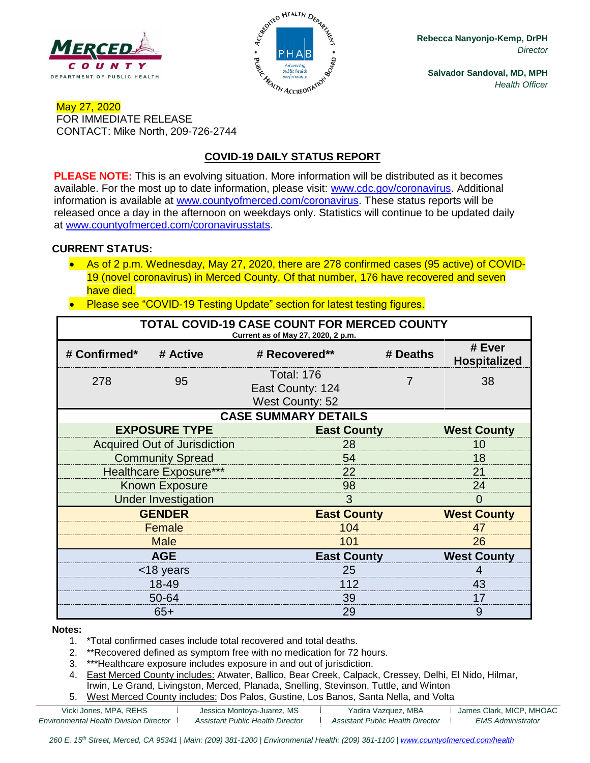Rebecca Nanyonjo-Kemp, DrPH
*Director*

Salvador Sandoval, MD, MPH
*Health Officer*

May 27, 2020
FOR IMMEDIATE RELEASE
CONTACT: Mike North, 209-726-2744

## COVID-19 DAILY STATUS REPORT

**PLEASE NOTE:** This is an evolving situation. More information will be distributed as it becomes available. For the most up to date information, please visit: www.cdc.gov/coronavirus. Additional information is available at www.countyofmerced.com/coronavirus. These status reports will be released once a day in the afternoon on weekdays only. Statistics will continue to be updated daily at www.countyofmerced.com/coronavirusstats.

**CURRENT STATUS:**

- As of 2 p.m. Wednesday, May 27, 2020, there are 278 confirmed cases (95 active) of COVID-19 (novel coronavirus) in Merced County. Of that number, 176 have recovered and seven have died.
- Please see "COVID-19 Testing Update" section for latest testing figures.

**TOTAL COVID-19 CASE COUNT FOR MERCED COUNTY**
Current as of May 27, 2020, 2 p.m.

| # Confirmed* | # Active | # Recovered** | # Deaths | # Ever Hospitalized |
|---|---|---|---|---|
| 278 | 95 | Total: 176<br>East County: 124<br>West County: 52 | 7 | 38 |

**CASE SUMMARY DETAILS**

| EXPOSURE TYPE | East County | West County |
|---|---|---|
| Acquired Out of Jurisdiction | 28 | 10 |
| Community Spread | 54 | 18 |
| Healthcare Exposure*** | 22 | 21 |
| Known Exposure | 98 | 24 |
| Under Investigation | 3 | 0 |
| **GENDER** | **East County** | **West County** |
| Female | 104 | 47 |
| Male | 101 | 26 |
| **AGE** | **East County** | **West County** |
| <18 years | 25 | 4 |
| 18-49 | 112 | 43 |
| 50-64 | 39 | 17 |
| 65+ | 29 | 9 |

**Notes:**

1. *Total confirmed cases include total recovered and total deaths.
2. **Recovered defined as symptom free with no medication for 72 hours.
3. ***Healthcare exposure includes exposure in and out of jurisdiction.
4. East Merced County includes: Atwater, Ballico, Bear Creek, Calpack, Cressey, Delhi, El Nido, Hilmar, Irwin, Le Grand, Livingston, Merced, Planada, Snelling, Stevinson, Tuttle, and Winton
5. West Merced County includes: Dos Palos, Gustine, Los Banos, Santa Nella, and Volta

Vicki Jones, MPA, REHS — *Environmental Health Division Director* | Jessica Montoya-Juarez, MS — *Assistant Public Health Director* | Yadira Vazquez, MBA — *Assistant Public Health Director* | James Clark, MICP, MHOAC — *EMS Administrator*

*260 E. 15th Street, Merced, CA 95341 | Main: (209) 381-1200 | Environmental Health: (209) 381-1100 | www.countyofmerced.com/health*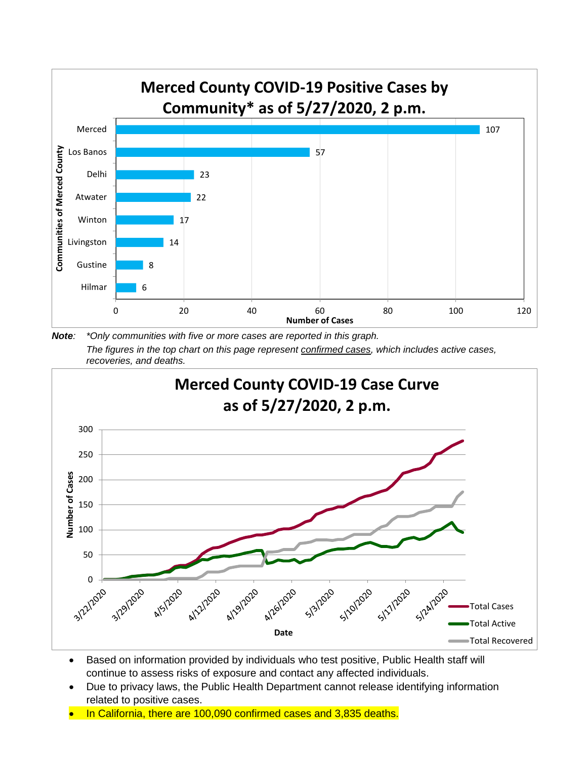## Merced County COVID-19 Positive Cases by Community* as of 5/27/2020, 2 p.m.

| Community | Number of Cases |
|---|---|
| Merced | 107 |
| Los Banos | 57 |
| Delhi | 23 |
| Atwater | 22 |
| Winton | 17 |
| Livingston | 14 |
| Gustine | 8 |
| Hilmar | 6 |

***Note**:* *\*Only communities with five or more cases are reported in this graph.*

*The figures in the top chart on this page represent confirmed cases, which includes active cases, recoveries, and deaths.*

## Merced County COVID-19 Case Curve as of 5/27/2020, 2 p.m.

- Based on information provided by individuals who test positive, Public Health staff will continue to assess risks of exposure and contact any affected individuals.
- Due to privacy laws, the Public Health Department cannot release identifying information related to positive cases.
- In California, there are 100,090 confirmed cases and 3,835 deaths.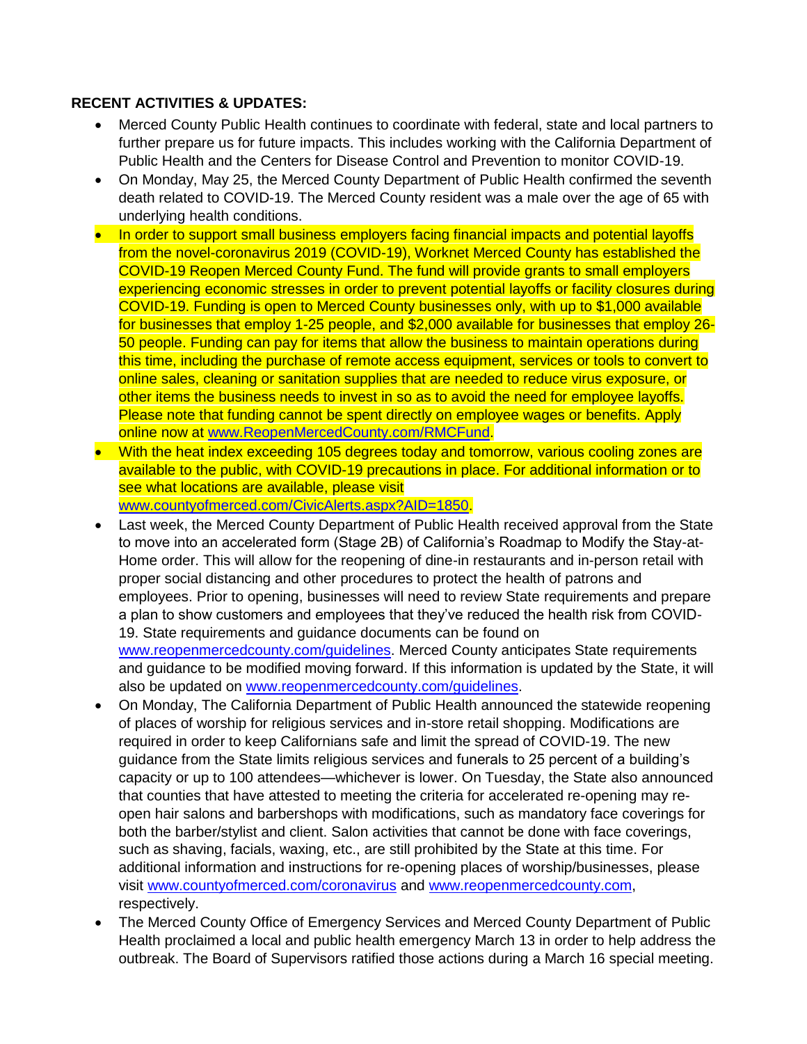**RECENT ACTIVITIES & UPDATES:**

- Merced County Public Health continues to coordinate with federal, state and local partners to further prepare us for future impacts. This includes working with the California Department of Public Health and the Centers for Disease Control and Prevention to monitor COVID-19.
- On Monday, May 25, the Merced County Department of Public Health confirmed the seventh death related to COVID-19. The Merced County resident was a male over the age of 65 with underlying health conditions.
- In order to support small business employers facing financial impacts and potential layoffs from the novel-coronavirus 2019 (COVID-19), Worknet Merced County has established the COVID-19 Reopen Merced County Fund. The fund will provide grants to small employers experiencing economic stresses in order to prevent potential layoffs or facility closures during COVID-19. Funding is open to Merced County businesses only, with up to $1,000 available for businesses that employ 1-25 people, and $2,000 available for businesses that employ 26-50 people. Funding can pay for items that allow the business to maintain operations during this time, including the purchase of remote access equipment, services or tools to convert to online sales, cleaning or sanitation supplies that are needed to reduce virus exposure, or other items the business needs to invest in so as to avoid the need for employee layoffs. Please note that funding cannot be spent directly on employee wages or benefits. Apply online now at www.ReopenMercedCounty.com/RMCFund.
- With the heat index exceeding 105 degrees today and tomorrow, various cooling zones are available to the public, with COVID-19 precautions in place. For additional information or to see what locations are available, please visit www.countyofmerced.com/CivicAlerts.aspx?AID=1850.
- Last week, the Merced County Department of Public Health received approval from the State to move into an accelerated form (Stage 2B) of California's Roadmap to Modify the Stay-at-Home order. This will allow for the reopening of dine-in restaurants and in-person retail with proper social distancing and other procedures to protect the health of patrons and employees. Prior to opening, businesses will need to review State requirements and prepare a plan to show customers and employees that they've reduced the health risk from COVID-19. State requirements and guidance documents can be found on www.reopenmercedcounty.com/guidelines. Merced County anticipates State requirements and guidance to be modified moving forward. If this information is updated by the State, it will also be updated on www.reopenmercedcounty.com/guidelines.
- On Monday, The California Department of Public Health announced the statewide reopening of places of worship for religious services and in-store retail shopping. Modifications are required in order to keep Californians safe and limit the spread of COVID-19. The new guidance from the State limits religious services and funerals to 25 percent of a building's capacity or up to 100 attendees—whichever is lower. On Tuesday, the State also announced that counties that have attested to meeting the criteria for accelerated re-opening may re-open hair salons and barbershops with modifications, such as mandatory face coverings for both the barber/stylist and client. Salon activities that cannot be done with face coverings, such as shaving, facials, waxing, etc., are still prohibited by the State at this time. For additional information and instructions for re-opening places of worship/businesses, please visit www.countyofmerced.com/coronavirus and www.reopenmercedcounty.com, respectively.
- The Merced County Office of Emergency Services and Merced County Department of Public Health proclaimed a local and public health emergency March 13 in order to help address the outbreak. The Board of Supervisors ratified those actions during a March 16 special meeting.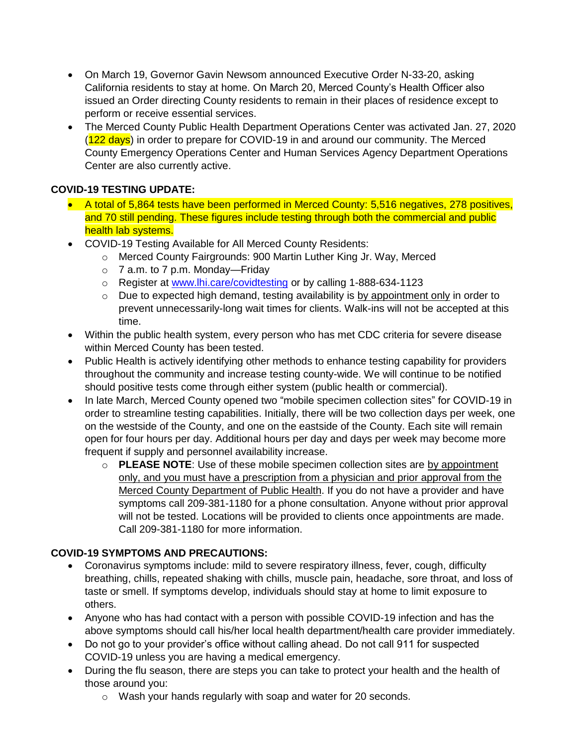- On March 19, Governor Gavin Newsom announced Executive Order N-33-20, asking California residents to stay at home. On March 20, Merced County's Health Officer also issued an Order directing County residents to remain in their places of residence except to perform or receive essential services.
- The Merced County Public Health Department Operations Center was activated Jan. 27, 2020 (122 days) in order to prepare for COVID-19 in and around our community. The Merced County Emergency Operations Center and Human Services Agency Department Operations Center are also currently active.

**COVID-19 TESTING UPDATE:**

- A total of 5,864 tests have been performed in Merced County: 5,516 negatives, 278 positives, and 70 still pending. These figures include testing through both the commercial and public health lab systems.
- COVID-19 Testing Available for All Merced County Residents:
  - Merced County Fairgrounds: 900 Martin Luther King Jr. Way, Merced
  - 7 a.m. to 7 p.m. Monday—Friday
  - Register at [www.lhi.care/covidtesting](http://www.lhi.care/covidtesting) or by calling 1-888-634-1123
  - Due to expected high demand, testing availability is by appointment only in order to prevent unnecessarily-long wait times for clients. Walk-ins will not be accepted at this time.
- Within the public health system, every person who has met CDC criteria for severe disease within Merced County has been tested.
- Public Health is actively identifying other methods to enhance testing capability for providers throughout the community and increase testing county-wide. We will continue to be notified should positive tests come through either system (public health or commercial).
- In late March, Merced County opened two "mobile specimen collection sites" for COVID-19 in order to streamline testing capabilities. Initially, there will be two collection days per week, one on the westside of the County, and one on the eastside of the County. Each site will remain open for four hours per day. Additional hours per day and days per week may become more frequent if supply and personnel availability increase.
  - **PLEASE NOTE**: Use of these mobile specimen collection sites are by appointment only, and you must have a prescription from a physician and prior approval from the Merced County Department of Public Health. If you do not have a provider and have symptoms call 209-381-1180 for a phone consultation. Anyone without prior approval will not be tested. Locations will be provided to clients once appointments are made. Call 209-381-1180 for more information.

**COVID-19 SYMPTOMS AND PRECAUTIONS:**

- Coronavirus symptoms include: mild to severe respiratory illness, fever, cough, difficulty breathing, chills, repeated shaking with chills, muscle pain, headache, sore throat, and loss of taste or smell. If symptoms develop, individuals should stay at home to limit exposure to others.
- Anyone who has had contact with a person with possible COVID-19 infection and has the above symptoms should call his/her local health department/health care provider immediately.
- Do not go to your provider's office without calling ahead. Do not call 911 for suspected COVID-19 unless you are having a medical emergency.
- During the flu season, there are steps you can take to protect your health and the health of those around you:
  - Wash your hands regularly with soap and water for 20 seconds.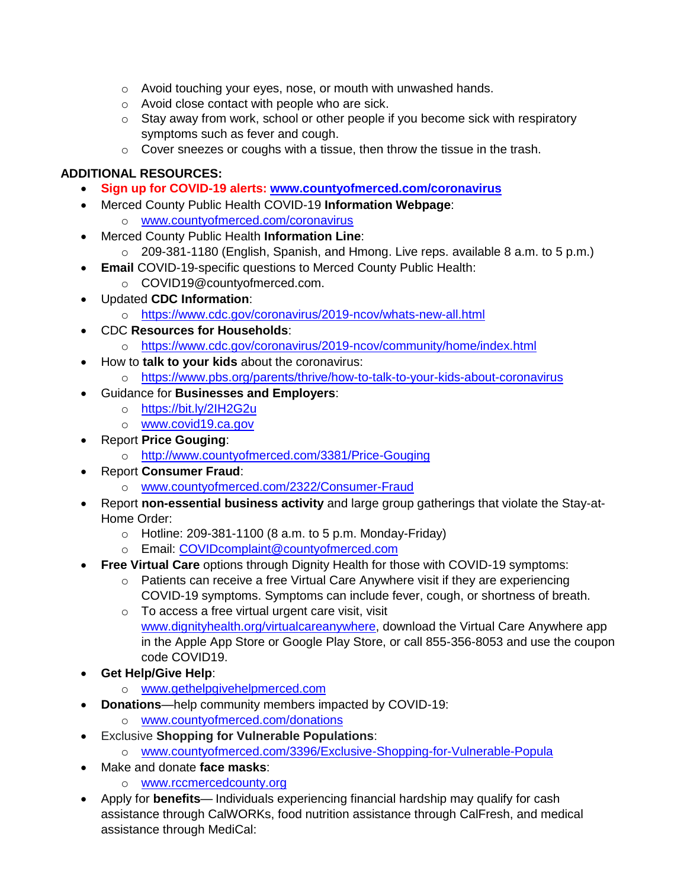- Avoid touching your eyes, nose, or mouth with unwashed hands.
  - Avoid close contact with people who are sick.
  - Stay away from work, school or other people if you become sick with respiratory symptoms such as fever and cough.
  - Cover sneezes or coughs with a tissue, then throw the tissue in the trash.

**ADDITIONAL RESOURCES:**

- **Sign up for COVID-19 alerts: www.countyofmerced.com/coronavirus**
- Merced County Public Health COVID-19 **Information Webpage**:
  - www.countyofmerced.com/coronavirus
- Merced County Public Health **Information Line**:
  - 209-381-1180 (English, Spanish, and Hmong. Live reps. available 8 a.m. to 5 p.m.)
- **Email** COVID-19-specific questions to Merced County Public Health:
  - COVID19@countyofmerced.com.
- Updated **CDC Information**:
  - https://www.cdc.gov/coronavirus/2019-ncov/whats-new-all.html
- CDC **Resources for Households**:
  - https://www.cdc.gov/coronavirus/2019-ncov/community/home/index.html
- How to **talk to your kids** about the coronavirus:
  - https://www.pbs.org/parents/thrive/how-to-talk-to-your-kids-about-coronavirus
- Guidance for **Businesses and Employers**:
  - https://bit.ly/2IH2G2u
  - www.covid19.ca.gov
- Report **Price Gouging**:
  - http://www.countyofmerced.com/3381/Price-Gouging
- Report **Consumer Fraud**:
  - www.countyofmerced.com/2322/Consumer-Fraud
- Report **non-essential business activity** and large group gatherings that violate the Stay-at-Home Order:
  - Hotline: 209-381-1100 (8 a.m. to 5 p.m. Monday-Friday)
  - Email: COVIDcomplaint@countyofmerced.com
- **Free Virtual Care** options through Dignity Health for those with COVID-19 symptoms:
  - Patients can receive a free Virtual Care Anywhere visit if they are experiencing COVID-19 symptoms. Symptoms can include fever, cough, or shortness of breath.
  - To access a free virtual urgent care visit, visit www.dignityhealth.org/virtualcareanywhere, download the Virtual Care Anywhere app in the Apple App Store or Google Play Store, or call 855-356-8053 and use the coupon code COVID19.
- **Get Help/Give Help**:
  - www.gethelpgivehelpmerced.com
- **Donations**—help community members impacted by COVID-19:
  - www.countyofmerced.com/donations
- Exclusive **Shopping for Vulnerable Populations**:
  - www.countyofmerced.com/3396/Exclusive-Shopping-for-Vulnerable-Popula
- Make and donate **face masks**:
  - www.rccmercedcounty.org
- Apply for **benefits**— Individuals experiencing financial hardship may qualify for cash assistance through CalWORKs, food nutrition assistance through CalFresh, and medical assistance through MediCal: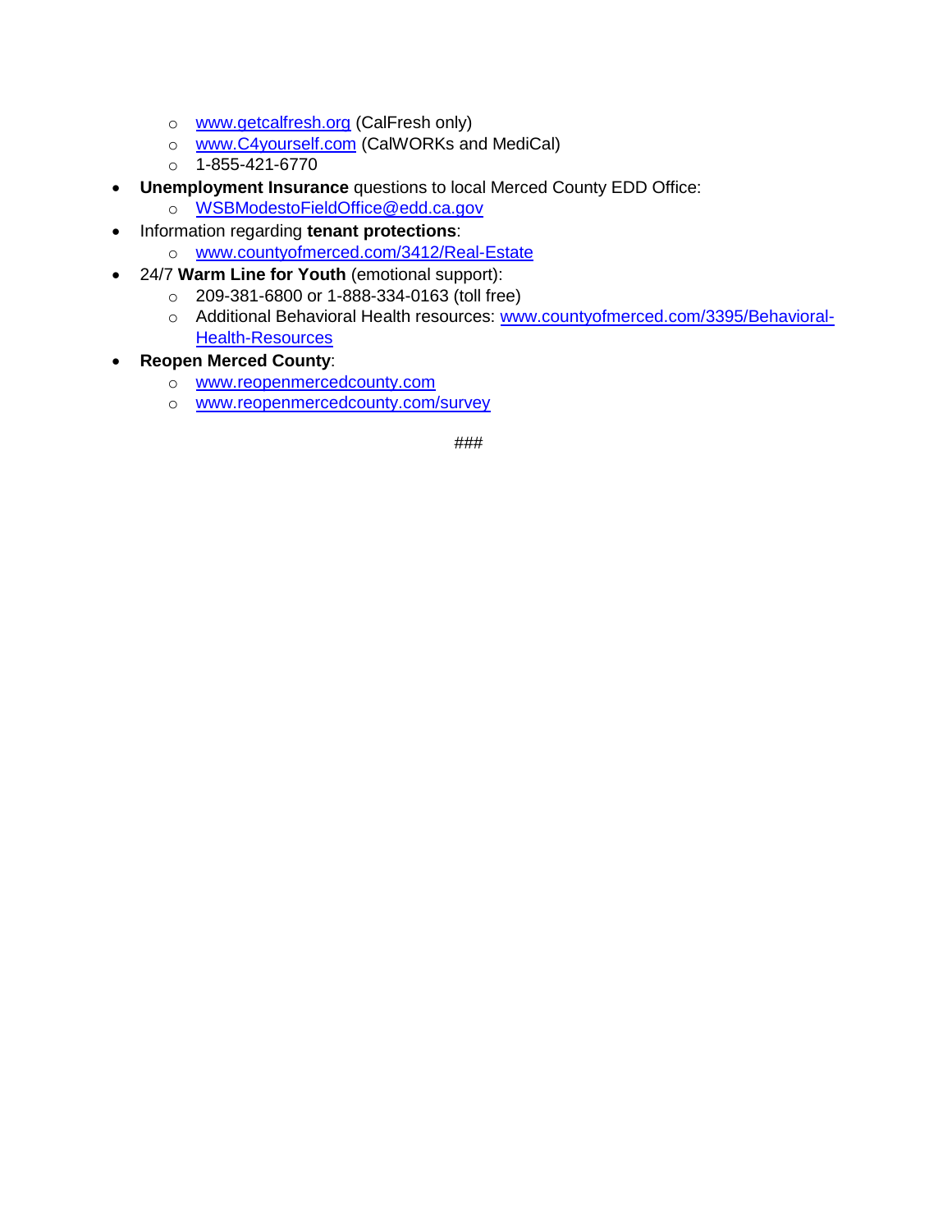- www.getcalfresh.org (CalFresh only)
  - www.C4yourself.com (CalWORKs and MediCal)
  - 1-855-421-6770
- **Unemployment Insurance** questions to local Merced County EDD Office:
  - WSBModestoFieldOffice@edd.ca.gov
- Information regarding **tenant protections**:
  - www.countyofmerced.com/3412/Real-Estate
- 24/7 **Warm Line for Youth** (emotional support):
  - 209-381-6800 or 1-888-334-0163 (toll free)
  - Additional Behavioral Health resources: www.countyofmerced.com/3395/Behavioral-Health-Resources
- **Reopen Merced County**:
  - www.reopenmercedcounty.com
  - www.reopenmercedcounty.com/survey

###